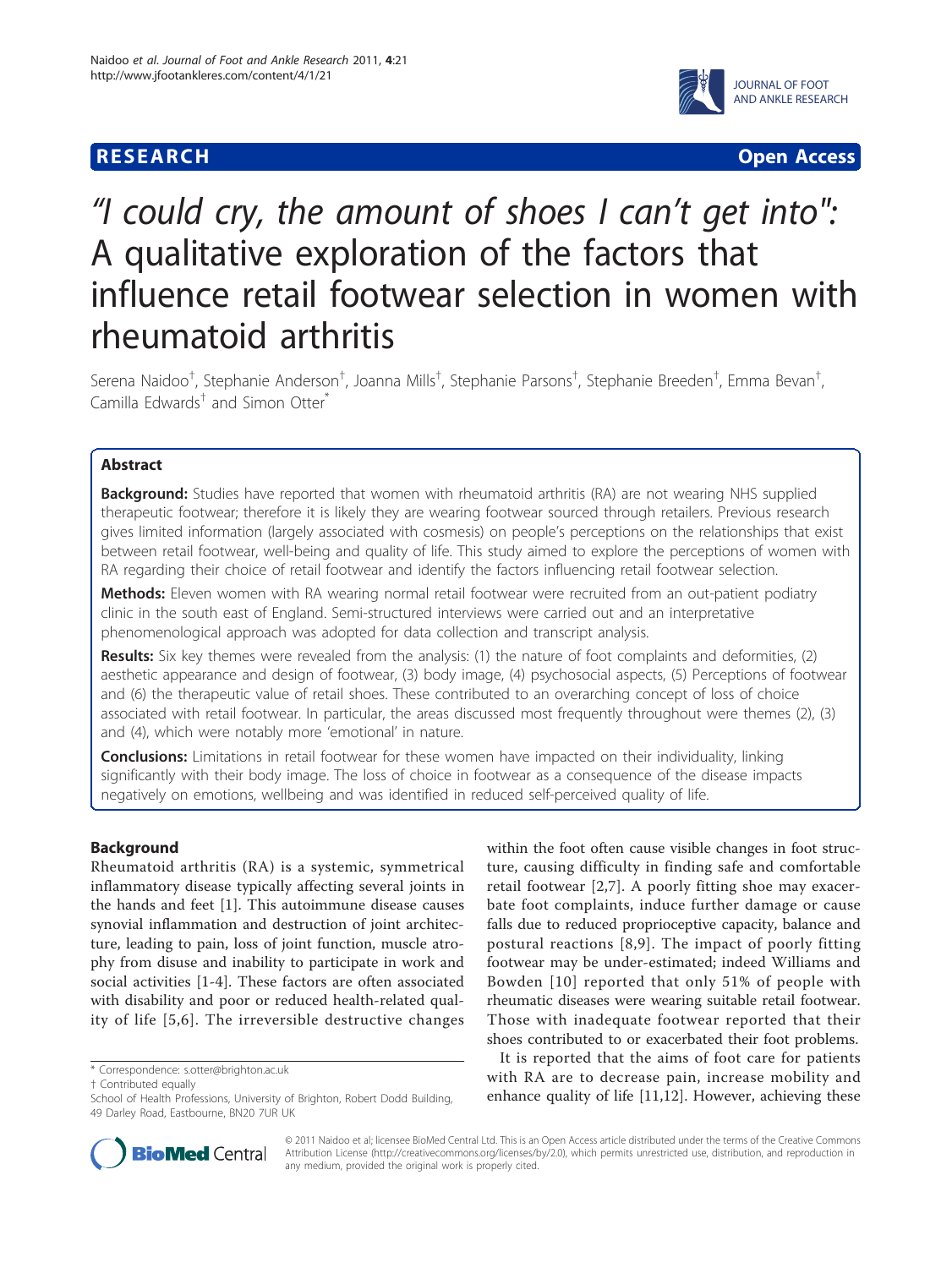**RESEARCH** **Open Access**

# "I could cry, the amount of shoes I can't get into": A qualitative exploration of the factors that influence retail footwear selection in women with rheumatoid arthritis

Serena Naidoo†, Stephanie Anderson†, Joanna Mills†, Stephanie Parsons†, Stephanie Breeden†, Emma Bevan†, Camilla Edwards† and Simon Otter*

## Abstract

**Background:** Studies have reported that women with rheumatoid arthritis (RA) are not wearing NHS supplied therapeutic footwear; therefore it is likely they are wearing footwear sourced through retailers. Previous research gives limited information (largely associated with cosmesis) on people's perceptions on the relationships that exist between retail footwear, well-being and quality of life. This study aimed to explore the perceptions of women with RA regarding their choice of retail footwear and identify the factors influencing retail footwear selection.

**Methods:** Eleven women with RA wearing normal retail footwear were recruited from an out-patient podiatry clinic in the south east of England. Semi-structured interviews were carried out and an interpretative phenomenological approach was adopted for data collection and transcript analysis.

**Results:** Six key themes were revealed from the analysis: (1) the nature of foot complaints and deformities, (2) aesthetic appearance and design of footwear, (3) body image, (4) psychosocial aspects, (5) Perceptions of footwear and (6) the therapeutic value of retail shoes. These contributed to an overarching concept of loss of choice associated with retail footwear. In particular, the areas discussed most frequently throughout were themes (2), (3) and (4), which were notably more 'emotional' in nature.

**Conclusions:** Limitations in retail footwear for these women have impacted on their individuality, linking significantly with their body image. The loss of choice in footwear as a consequence of the disease impacts negatively on emotions, wellbeing and was identified in reduced self-perceived quality of life.

## Background

Rheumatoid arthritis (RA) is a systemic, symmetrical inflammatory disease typically affecting several joints in the hands and feet [1]. This autoimmune disease causes synovial inflammation and destruction of joint architecture, leading to pain, loss of joint function, muscle atrophy from disuse and inability to participate in work and social activities [1-4]. These factors are often associated with disability and poor or reduced health-related quality of life [5,6]. The irreversible destructive changes within the foot often cause visible changes in foot structure, causing difficulty in finding safe and comfortable retail footwear [2,7]. A poorly fitting shoe may exacerbate foot complaints, induce further damage or cause falls due to reduced proprioceptive capacity, balance and postural reactions [8,9]. The impact of poorly fitting footwear may be under-estimated; indeed Williams and Bowden [10] reported that only 51% of people with rheumatic diseases were wearing suitable retail footwear. Those with inadequate footwear reported that their shoes contributed to or exacerbated their foot problems.

It is reported that the aims of foot care for patients with RA are to decrease pain, increase mobility and enhance quality of life [11,12]. However, achieving these

\* Correspondence: s.otter@brighton.ac.uk
† Contributed equally
School of Health Professions, University of Brighton, Robert Dodd Building, 49 Darley Road, Eastbourne, BN20 7UR UK

© 2011 Naidoo et al; licensee BioMed Central Ltd. This is an Open Access article distributed under the terms of the Creative Commons Attribution License (http://creativecommons.org/licenses/by/2.0), which permits unrestricted use, distribution, and reproduction in any medium, provided the original work is properly cited.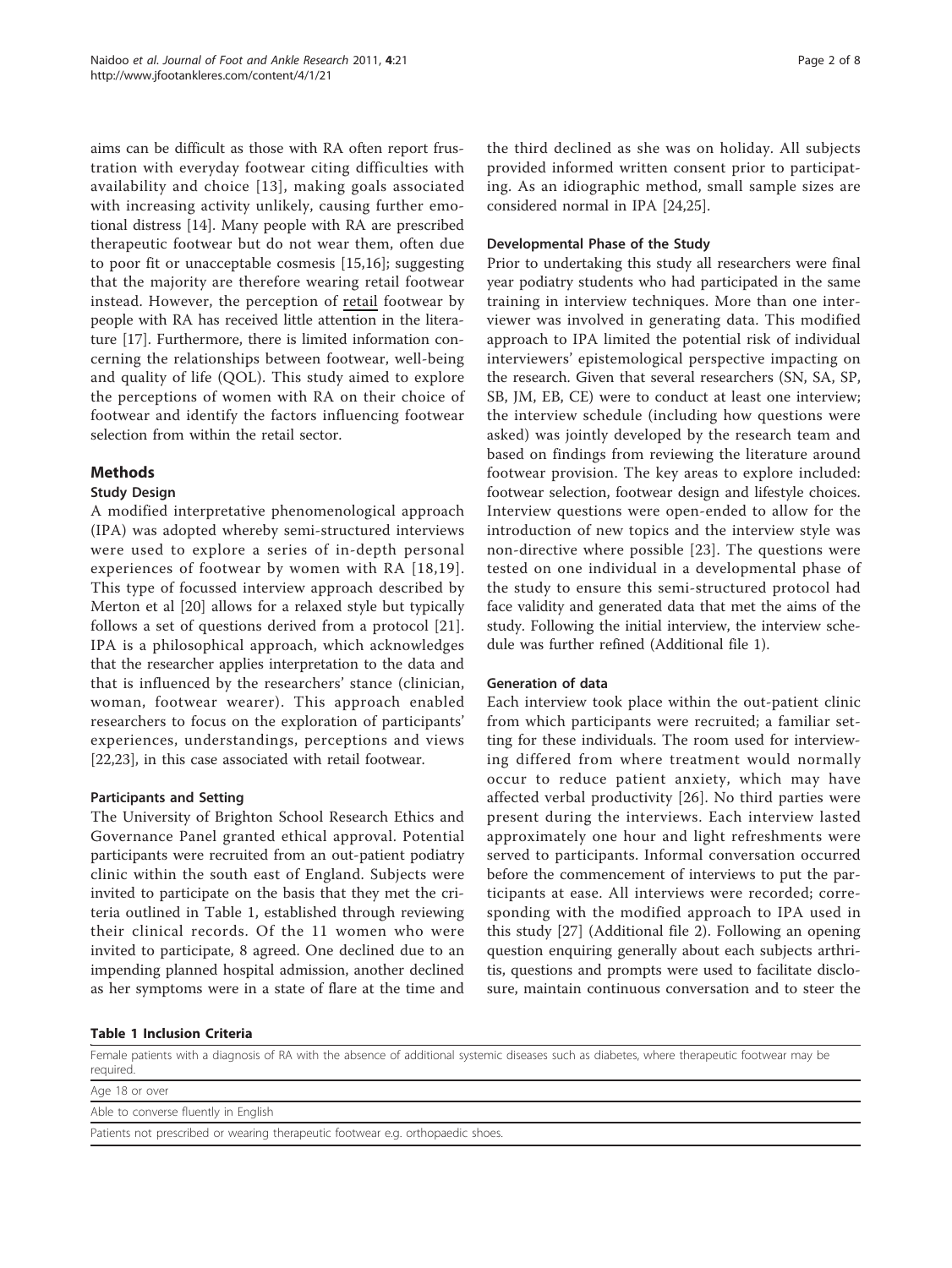aims can be difficult as those with RA often report frustration with everyday footwear citing difficulties with availability and choice [13], making goals associated with increasing activity unlikely, causing further emotional distress [14]. Many people with RA are prescribed therapeutic footwear but do not wear them, often due to poor fit or unacceptable cosmesis [15,16]; suggesting that the majority are therefore wearing retail footwear instead. However, the perception of retail footwear by people with RA has received little attention in the literature [17]. Furthermore, there is limited information concerning the relationships between footwear, well-being and quality of life (QOL). This study aimed to explore the perceptions of women with RA on their choice of footwear and identify the factors influencing footwear selection from within the retail sector.

## Methods

### Study Design

A modified interpretative phenomenological approach (IPA) was adopted whereby semi-structured interviews were used to explore a series of in-depth personal experiences of footwear by women with RA [18,19]. This type of focussed interview approach described by Merton et al [20] allows for a relaxed style but typically follows a set of questions derived from a protocol [21]. IPA is a philosophical approach, which acknowledges that the researcher applies interpretation to the data and that is influenced by the researchers' stance (clinician, woman, footwear wearer). This approach enabled researchers to focus on the exploration of participants' experiences, understandings, perceptions and views [22,23], in this case associated with retail footwear.

### Participants and Setting

The University of Brighton School Research Ethics and Governance Panel granted ethical approval. Potential participants were recruited from an out-patient podiatry clinic within the south east of England. Subjects were invited to participate on the basis that they met the criteria outlined in Table 1, established through reviewing their clinical records. Of the 11 women who were invited to participate, 8 agreed. One declined due to an impending planned hospital admission, another declined as her symptoms were in a state of flare at the time and the third declined as she was on holiday. All subjects provided informed written consent prior to participating. As an idiographic method, small sample sizes are considered normal in IPA [24,25].

### Developmental Phase of the Study

Prior to undertaking this study all researchers were final year podiatry students who had participated in the same training in interview techniques. More than one interviewer was involved in generating data. This modified approach to IPA limited the potential risk of individual interviewers' epistemological perspective impacting on the research. Given that several researchers (SN, SA, SP, SB, JM, EB, CE) were to conduct at least one interview; the interview schedule (including how questions were asked) was jointly developed by the research team and based on findings from reviewing the literature around footwear provision. The key areas to explore included: footwear selection, footwear design and lifestyle choices. Interview questions were open-ended to allow for the introduction of new topics and the interview style was non-directive where possible [23]. The questions were tested on one individual in a developmental phase of the study to ensure this semi-structured protocol had face validity and generated data that met the aims of the study. Following the initial interview, the interview schedule was further refined (Additional file 1).

### Generation of data

Each interview took place within the out-patient clinic from which participants were recruited; a familiar setting for these individuals. The room used for interviewing differed from where treatment would normally occur to reduce patient anxiety, which may have affected verbal productivity [26]. No third parties were present during the interviews. Each interview lasted approximately one hour and light refreshments were served to participants. Informal conversation occurred before the commencement of interviews to put the participants at ease. All interviews were recorded; corresponding with the modified approach to IPA used in this study [27] (Additional file 2). Following an opening question enquiring generally about each subjects arthritis, questions and prompts were used to facilitate disclosure, maintain continuous conversation and to steer the

**Table 1 Inclusion Criteria**

| Inclusion Criteria |
|---|
| Female patients with a diagnosis of RA with the absence of additional systemic diseases such as diabetes, where therapeutic footwear may be required. |
| Age 18 or over |
| Able to converse fluently in English |
| Patients not prescribed or wearing therapeutic footwear e.g. orthopaedic shoes. |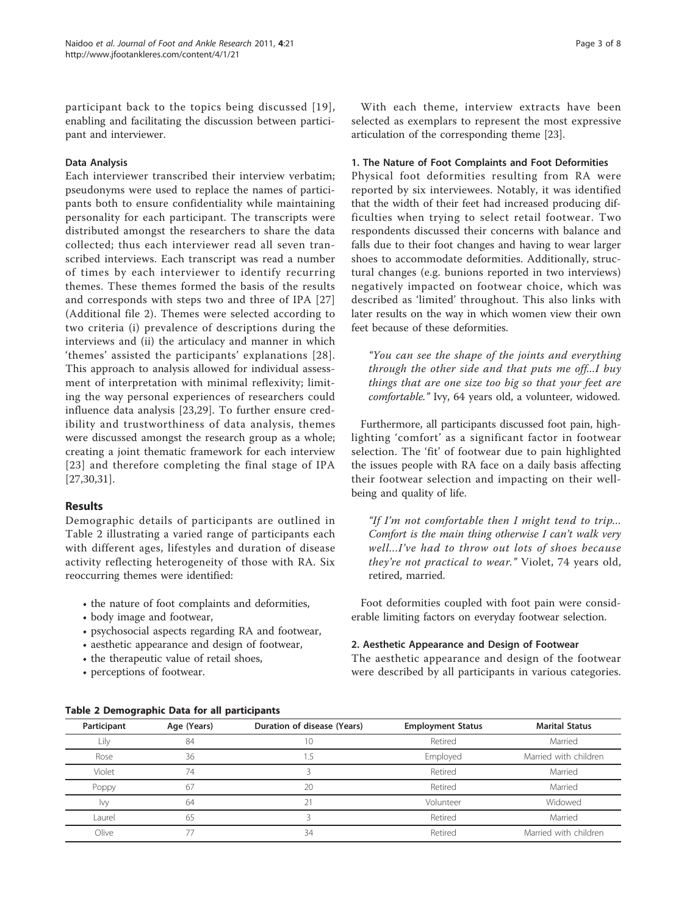participant back to the topics being discussed [19], enabling and facilitating the discussion between participant and interviewer.

### Data Analysis

Each interviewer transcribed their interview verbatim; pseudonyms were used to replace the names of participants both to ensure confidentiality while maintaining personality for each participant. The transcripts were distributed amongst the researchers to share the data collected; thus each interviewer read all seven transcribed interviews. Each transcript was read a number of times by each interviewer to identify recurring themes. These themes formed the basis of the results and corresponds with steps two and three of IPA [27] (Additional file 2). Themes were selected according to two criteria (i) prevalence of descriptions during the interviews and (ii) the articulacy and manner in which 'themes' assisted the participants' explanations [28]. This approach to analysis allowed for individual assessment of interpretation with minimal reflexivity; limiting the way personal experiences of researchers could influence data analysis [23,29]. To further ensure credibility and trustworthiness of data analysis, themes were discussed amongst the research group as a whole; creating a joint thematic framework for each interview [23] and therefore completing the final stage of IPA [27,30,31].

## Results

Demographic details of participants are outlined in Table 2 illustrating a varied range of participants each with different ages, lifestyles and duration of disease activity reflecting heterogeneity of those with RA. Six reoccurring themes were identified:

- the nature of foot complaints and deformities,
- body image and footwear,
- psychosocial aspects regarding RA and footwear,
- aesthetic appearance and design of footwear,
- the therapeutic value of retail shoes,
- perceptions of footwear.

With each theme, interview extracts have been selected as exemplars to represent the most expressive articulation of the corresponding theme [23].

### 1. The Nature of Foot Complaints and Foot Deformities

Physical foot deformities resulting from RA were reported by six interviewees. Notably, it was identified that the width of their feet had increased producing difficulties when trying to select retail footwear. Two respondents discussed their concerns with balance and falls due to their foot changes and having to wear larger shoes to accommodate deformities. Additionally, structural changes (e.g. bunions reported in two interviews) negatively impacted on footwear choice, which was described as 'limited' throughout. This also links with later results on the way in which women view their own feet because of these deformities.

> *"You can see the shape of the joints and everything through the other side and that puts me off...I buy things that are one size too big so that your feet are comfortable."* Ivy, 64 years old, a volunteer, widowed.

Furthermore, all participants discussed foot pain, highlighting 'comfort' as a significant factor in footwear selection. The 'fit' of footwear due to pain highlighted the issues people with RA face on a daily basis affecting their footwear selection and impacting on their wellbeing and quality of life.

> *"If I'm not comfortable then I might tend to trip... Comfort is the main thing otherwise I can't walk very well...I've had to throw out lots of shoes because they're not practical to wear."* Violet, 74 years old, retired, married.

Foot deformities coupled with foot pain were considerable limiting factors on everyday footwear selection.

### 2. Aesthetic Appearance and Design of Footwear

The aesthetic appearance and design of the footwear were described by all participants in various categories.

**Table 2 Demographic Data for all participants**

| Participant | Age (Years) | Duration of disease (Years) | Employment Status | Marital Status |
|---|---|---|---|---|
| Lily | 84 | 10 | Retired | Married |
| Rose | 36 | 1.5 | Employed | Married with children |
| Violet | 74 | 3 | Retired | Married |
| Poppy | 67 | 20 | Retired | Married |
| Ivy | 64 | 21 | Volunteer | Widowed |
| Laurel | 65 | 3 | Retired | Married |
| Olive | 77 | 34 | Retired | Married with children |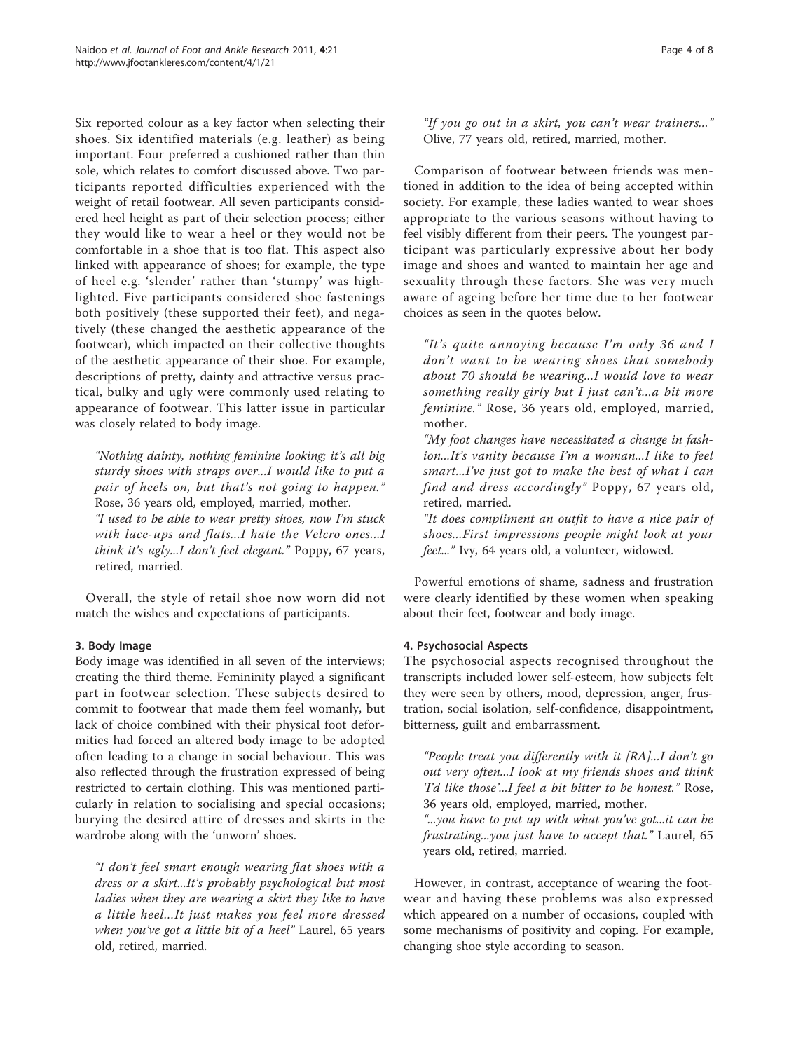Six reported colour as a key factor when selecting their shoes. Six identified materials (e.g. leather) as being important. Four preferred a cushioned rather than thin sole, which relates to comfort discussed above. Two participants reported difficulties experienced with the weight of retail footwear. All seven participants considered heel height as part of their selection process; either they would like to wear a heel or they would not be comfortable in a shoe that is too flat. This aspect also linked with appearance of shoes; for example, the type of heel e.g. 'slender' rather than 'stumpy' was highlighted. Five participants considered shoe fastenings both positively (these supported their feet), and negatively (these changed the aesthetic appearance of the footwear), which impacted on their collective thoughts of the aesthetic appearance of their shoe. For example, descriptions of pretty, dainty and attractive versus practical, bulky and ugly were commonly used relating to appearance of footwear. This latter issue in particular was closely related to body image.

> *"Nothing dainty, nothing feminine looking; it's all big sturdy shoes with straps over...I would like to put a pair of heels on, but that's not going to happen."* Rose, 36 years old, employed, married, mother.
>
> *"I used to be able to wear pretty shoes, now I'm stuck with lace-ups and flats...I hate the Velcro ones...I think it's ugly...I don't feel elegant."* Poppy, 67 years, retired, married.

Overall, the style of retail shoe now worn did not match the wishes and expectations of participants.

### 3. Body Image

Body image was identified in all seven of the interviews; creating the third theme. Femininity played a significant part in footwear selection. These subjects desired to commit to footwear that made them feel womanly, but lack of choice combined with their physical foot deformities had forced an altered body image to be adopted often leading to a change in social behaviour. This was also reflected through the frustration expressed of being restricted to certain clothing. This was mentioned particularly in relation to socialising and special occasions; burying the desired attire of dresses and skirts in the wardrobe along with the 'unworn' shoes.

> *"I don't feel smart enough wearing flat shoes with a dress or a skirt...It's probably psychological but most ladies when they are wearing a skirt they like to have a little heel...It just makes you feel more dressed when you've got a little bit of a heel"* Laurel, 65 years old, retired, married.
>
> *"If you go out in a skirt, you can't wear trainers..."* Olive, 77 years old, retired, married, mother.

Comparison of footwear between friends was mentioned in addition to the idea of being accepted within society. For example, these ladies wanted to wear shoes appropriate to the various seasons without having to feel visibly different from their peers. The youngest participant was particularly expressive about her body image and shoes and wanted to maintain her age and sexuality through these factors. She was very much aware of ageing before her time due to her footwear choices as seen in the quotes below.

> *"It's quite annoying because I'm only 36 and I don't want to be wearing shoes that somebody about 70 should be wearing...I would love to wear something really girly but I just can't...a bit more feminine."* Rose, 36 years old, employed, married, mother.
>
> *"My foot changes have necessitated a change in fashion...It's vanity because I'm a woman...I like to feel smart...I've just got to make the best of what I can find and dress accordingly"* Poppy, 67 years old, retired, married.
>
> *"It does compliment an outfit to have a nice pair of shoes...First impressions people might look at your feet..."* Ivy, 64 years old, a volunteer, widowed.

Powerful emotions of shame, sadness and frustration were clearly identified by these women when speaking about their feet, footwear and body image.

### 4. Psychosocial Aspects

The psychosocial aspects recognised throughout the transcripts included lower self-esteem, how subjects felt they were seen by others, mood, depression, anger, frustration, social isolation, self-confidence, disappointment, bitterness, guilt and embarrassment.

> *"People treat you differently with it [RA]...I don't go out very often...I look at my friends shoes and think 'I'd like those'...I feel a bit bitter to be honest."* Rose, 36 years old, employed, married, mother.
>
> *"...you have to put up with what you've got...it can be frustrating...you just have to accept that."* Laurel, 65 years old, retired, married.

However, in contrast, acceptance of wearing the footwear and having these problems was also expressed which appeared on a number of occasions, coupled with some mechanisms of positivity and coping. For example, changing shoe style according to season.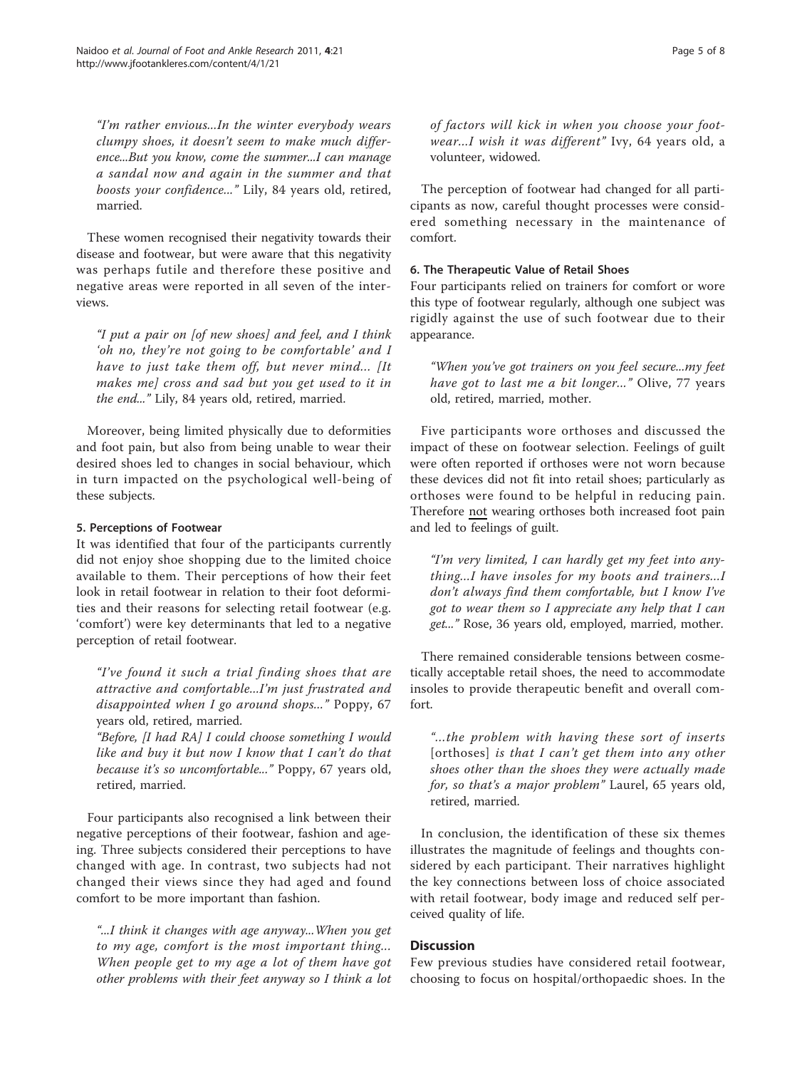*"I'm rather envious...In the winter everybody wears clumpy shoes, it doesn't seem to make much difference...But you know, come the summer...I can manage a sandal now and again in the summer and that boosts your confidence..."* Lily, 84 years old, retired, married.

These women recognised their negativity towards their disease and footwear, but were aware that this negativity was perhaps futile and therefore these positive and negative areas were reported in all seven of the interviews.

*"I put a pair on [of new shoes] and feel, and I think 'oh no, they're not going to be comfortable' and I have to just take them off, but never mind... [It makes me] cross and sad but you get used to it in the end..."* Lily, 84 years old, retired, married.

Moreover, being limited physically due to deformities and foot pain, but also from being unable to wear their desired shoes led to changes in social behaviour, which in turn impacted on the psychological well-being of these subjects.

#### 5. Perceptions of Footwear

It was identified that four of the participants currently did not enjoy shoe shopping due to the limited choice available to them. Their perceptions of how their feet look in retail footwear in relation to their foot deformities and their reasons for selecting retail footwear (e.g. 'comfort') were key determinants that led to a negative perception of retail footwear.

*"I've found it such a trial finding shoes that are attractive and comfortable...I'm just frustrated and disappointed when I go around shops..."* Poppy, 67 years old, retired, married.

*"Before, [I had RA] I could choose something I would like and buy it but now I know that I can't do that because it's so uncomfortable..."* Poppy, 67 years old, retired, married.

Four participants also recognised a link between their negative perceptions of their footwear, fashion and ageing. Three subjects considered their perceptions to have changed with age. In contrast, two subjects had not changed their views since they had aged and found comfort to be more important than fashion.

*"...I think it changes with age anyway...When you get to my age, comfort is the most important thing... When people get to my age a lot of them have got other problems with their feet anyway so I think a lot of factors will kick in when you choose your footwear...I wish it was different"* Ivy, 64 years old, a volunteer, widowed.

The perception of footwear had changed for all participants as now, careful thought processes were considered something necessary in the maintenance of comfort.

#### 6. The Therapeutic Value of Retail Shoes

Four participants relied on trainers for comfort or wore this type of footwear regularly, although one subject was rigidly against the use of such footwear due to their appearance.

*"When you've got trainers on you feel secure...my feet have got to last me a bit longer..."* Olive, 77 years old, retired, married, mother.

Five participants wore orthoses and discussed the impact of these on footwear selection. Feelings of guilt were often reported if orthoses were not worn because these devices did not fit into retail shoes; particularly as orthoses were found to be helpful in reducing pain. Therefore <u>not</u> wearing orthoses both increased foot pain and led to feelings of guilt.

*"I'm very limited, I can hardly get my feet into anything...I have insoles for my boots and trainers...I don't always find them comfortable, but I know I've got to wear them so I appreciate any help that I can get..."* Rose, 36 years old, employed, married, mother.

There remained considerable tensions between cosmetically acceptable retail shoes, the need to accommodate insoles to provide therapeutic benefit and overall comfort.

*"...the problem with having these sort of inserts* [orthoses] *is that I can't get them into any other shoes other than the shoes they were actually made for, so that's a major problem"* Laurel, 65 years old, retired, married.

In conclusion, the identification of these six themes illustrates the magnitude of feelings and thoughts considered by each participant. Their narratives highlight the key connections between loss of choice associated with retail footwear, body image and reduced self perceived quality of life.

## Discussion

Few previous studies have considered retail footwear, choosing to focus on hospital/orthopaedic shoes. In the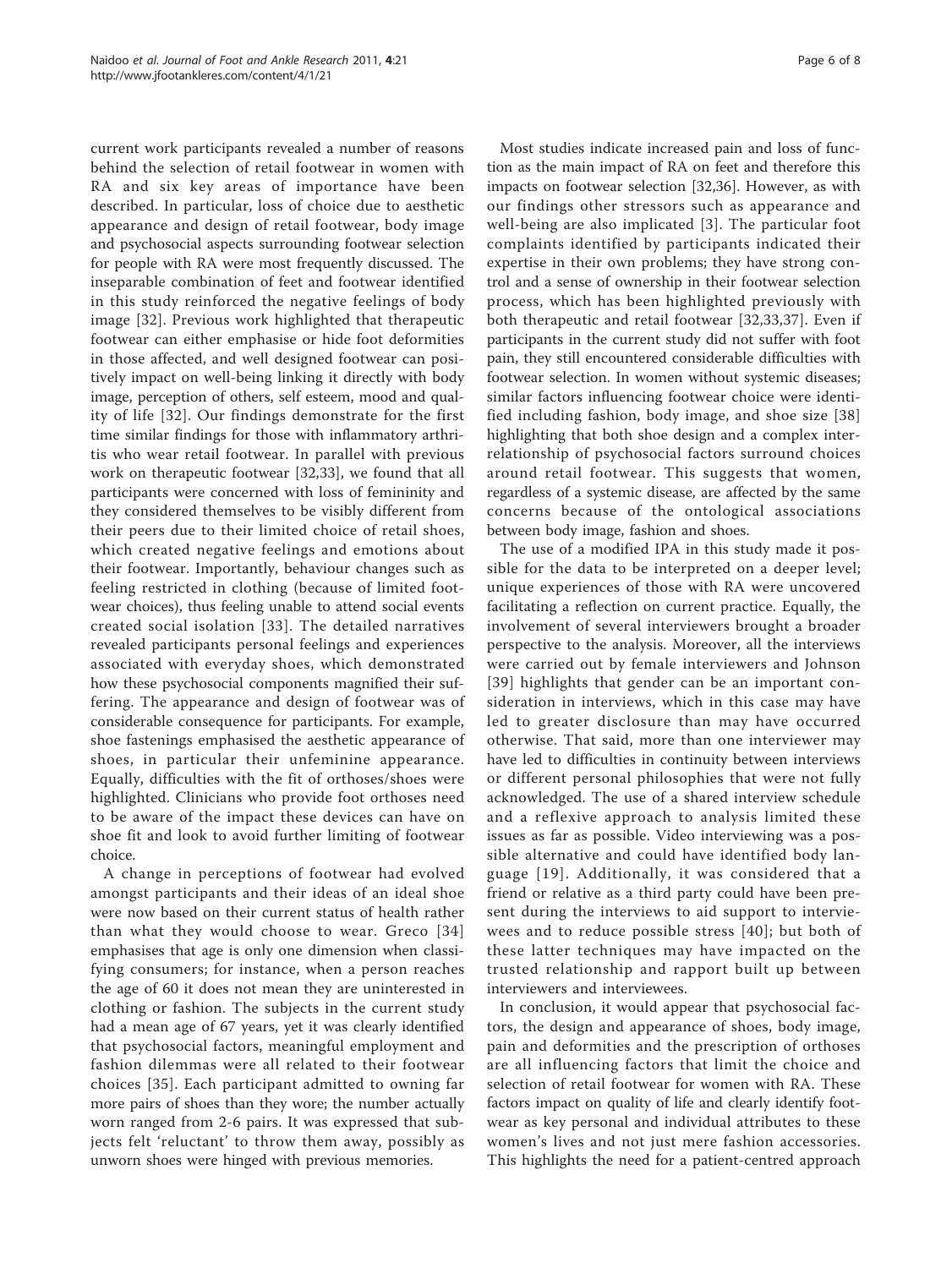current work participants revealed a number of reasons behind the selection of retail footwear in women with RA and six key areas of importance have been described. In particular, loss of choice due to aesthetic appearance and design of retail footwear, body image and psychosocial aspects surrounding footwear selection for people with RA were most frequently discussed. The inseparable combination of feet and footwear identified in this study reinforced the negative feelings of body image [32]. Previous work highlighted that therapeutic footwear can either emphasise or hide foot deformities in those affected, and well designed footwear can positively impact on well-being linking it directly with body image, perception of others, self esteem, mood and quality of life [32]. Our findings demonstrate for the first time similar findings for those with inflammatory arthritis who wear retail footwear. In parallel with previous work on therapeutic footwear [32,33], we found that all participants were concerned with loss of femininity and they considered themselves to be visibly different from their peers due to their limited choice of retail shoes, which created negative feelings and emotions about their footwear. Importantly, behaviour changes such as feeling restricted in clothing (because of limited footwear choices), thus feeling unable to attend social events created social isolation [33]. The detailed narratives revealed participants personal feelings and experiences associated with everyday shoes, which demonstrated how these psychosocial components magnified their suffering. The appearance and design of footwear was of considerable consequence for participants. For example, shoe fastenings emphasised the aesthetic appearance of shoes, in particular their unfeminine appearance. Equally, difficulties with the fit of orthoses/shoes were highlighted. Clinicians who provide foot orthoses need to be aware of the impact these devices can have on shoe fit and look to avoid further limiting of footwear choice.

A change in perceptions of footwear had evolved amongst participants and their ideas of an ideal shoe were now based on their current status of health rather than what they would choose to wear. Greco [34] emphasises that age is only one dimension when classifying consumers; for instance, when a person reaches the age of 60 it does not mean they are uninterested in clothing or fashion. The subjects in the current study had a mean age of 67 years, yet it was clearly identified that psychosocial factors, meaningful employment and fashion dilemmas were all related to their footwear choices [35]. Each participant admitted to owning far more pairs of shoes than they wore; the number actually worn ranged from 2-6 pairs. It was expressed that subjects felt 'reluctant' to throw them away, possibly as unworn shoes were hinged with previous memories.

Most studies indicate increased pain and loss of function as the main impact of RA on feet and therefore this impacts on footwear selection [32,36]. However, as with our findings other stressors such as appearance and well-being are also implicated [3]. The particular foot complaints identified by participants indicated their expertise in their own problems; they have strong control and a sense of ownership in their footwear selection process, which has been highlighted previously with both therapeutic and retail footwear [32,33,37]. Even if participants in the current study did not suffer with foot pain, they still encountered considerable difficulties with footwear selection. In women without systemic diseases; similar factors influencing footwear choice were identified including fashion, body image, and shoe size [38] highlighting that both shoe design and a complex interrelationship of psychosocial factors surround choices around retail footwear. This suggests that women, regardless of a systemic disease, are affected by the same concerns because of the ontological associations between body image, fashion and shoes.

The use of a modified IPA in this study made it possible for the data to be interpreted on a deeper level; unique experiences of those with RA were uncovered facilitating a reflection on current practice. Equally, the involvement of several interviewers brought a broader perspective to the analysis. Moreover, all the interviews were carried out by female interviewers and Johnson [39] highlights that gender can be an important consideration in interviews, which in this case may have led to greater disclosure than may have occurred otherwise. That said, more than one interviewer may have led to difficulties in continuity between interviews or different personal philosophies that were not fully acknowledged. The use of a shared interview schedule and a reflexive approach to analysis limited these issues as far as possible. Video interviewing was a possible alternative and could have identified body language [19]. Additionally, it was considered that a friend or relative as a third party could have been present during the interviews to aid support to interviewees and to reduce possible stress [40]; but both of these latter techniques may have impacted on the trusted relationship and rapport built up between interviewers and interviewees.

In conclusion, it would appear that psychosocial factors, the design and appearance of shoes, body image, pain and deformities and the prescription of orthoses are all influencing factors that limit the choice and selection of retail footwear for women with RA. These factors impact on quality of life and clearly identify footwear as key personal and individual attributes to these women's lives and not just mere fashion accessories. This highlights the need for a patient-centred approach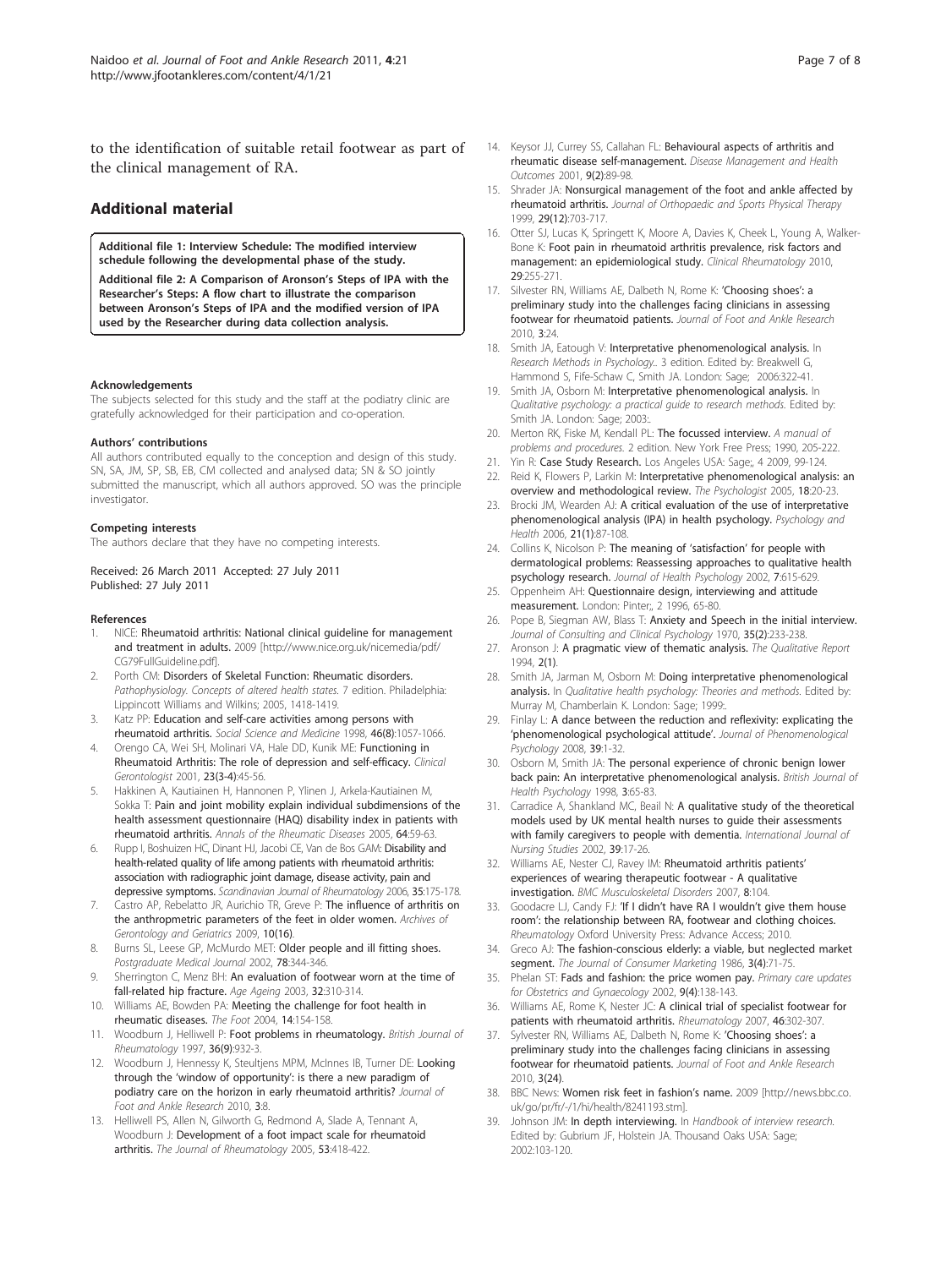to the identification of suitable retail footwear as part of the clinical management of RA.

## Additional material

**Additional file 1: Interview Schedule: The modified interview schedule following the developmental phase of the study.**

**Additional file 2: A Comparison of Aronson's Steps of IPA with the Researcher's Steps: A flow chart to illustrate the comparison between Aronson's Steps of IPA and the modified version of IPA used by the Researcher during data collection analysis.**

#### Acknowledgements

The subjects selected for this study and the staff at the podiatry clinic are gratefully acknowledged for their participation and co-operation.

#### Authors' contributions

All authors contributed equally to the conception and design of this study. SN, SA, JM, SP, SB, EB, CM collected and analysed data; SN & SO jointly submitted the manuscript, which all authors approved. SO was the principle investigator.

#### Competing interests

The authors declare that they have no competing interests.

Received: 26 March 2011 Accepted: 27 July 2011
Published: 27 July 2011

#### References

1. NICE: **Rheumatoid arthritis: National clinical guideline for management and treatment in adults.** 2009 [http://www.nice.org.uk/nicemedia/pdf/CG79FullGuideline.pdf].
2. Porth CM: **Disorders of Skeletal Function: Rheumatic disorders.** *Pathophysiology. Concepts of altered health states.* 7 edition. Philadelphia: Lippincott Williams and Wilkins; 2005, 1418-1419.
3. Katz PP: **Education and self-care activities among persons with rheumatoid arthritis.** *Social Science and Medicine* 1998, **46(8)**:1057-1066.
4. Orengo CA, Wei SH, Molinari VA, Hale DD, Kunik ME: **Functioning in Rheumatoid Arthritis: The role of depression and self-efficacy.** *Clinical Gerontologist* 2001, **23(3-4)**:45-56.
5. Hakkinen A, Kautiainen H, Hannonen P, Ylinen J, Arkela-Kautiainen M, Sokka T: **Pain and joint mobility explain individual subdimensions of the health assessment questionnaire (HAQ) disability index in patients with rheumatoid arthritis.** *Annals of the Rheumatic Diseases* 2005, **64**:59-63.
6. Rupp I, Boshuizen HC, Dinant HJ, Jacobi CE, Van de Bos GAM: **Disability and health-related quality of life among patients with rheumatoid arthritis: association with radiographic joint damage, disease activity, pain and depressive symptoms.** *Scandinavian Journal of Rheumatology* 2006, **35**:175-178.
7. Castro AP, Rebelatto JR, Aurichio TR, Greve P: **The influence of arthritis on the anthropmetric parameters of the feet in older women.** *Archives of Gerontology and Geriatrics* 2009, **10(16)**.
8. Burns SL, Leese GP, McMurdo MET: **Older people and ill fitting shoes.** *Postgraduate Medical Journal* 2002, **78**:344-346.
9. Sherrington C, Menz BH: **An evaluation of footwear worn at the time of fall-related hip fracture.** *Age Ageing* 2003, **32**:310-314.
10. Williams AE, Bowden PA: **Meeting the challenge for foot health in rheumatic diseases.** *The Foot* 2004, **14**:154-158.
11. Woodburn J, Helliwell P: **Foot problems in rheumatology.** *British Journal of Rheumatology* 1997, **36(9)**:932-3.
12. Woodburn J, Hennessy K, Steultjens MPM, McInnes IB, Turner DE: **Looking through the 'window of opportunity': is there a new paradigm of podiatry care on the horizon in early rheumatoid arthritis?** *Journal of Foot and Ankle Research* 2010, **3**:8.
13. Helliwell PS, Allen N, Gilworth G, Redmond A, Slade A, Tennant A, Woodburn J: **Development of a foot impact scale for rheumatoid arthritis.** *The Journal of Rheumatology* 2005, **53**:418-422.
14. Keysor JJ, Currey SS, Callahan FL: **Behavioural aspects of arthritis and rheumatic disease self-management.** *Disease Management and Health Outcomes* 2001, **9(2)**:89-98.
15. Shrader JA: **Nonsurgical management of the foot and ankle affected by rheumatoid arthritis.** *Journal of Orthopaedic and Sports Physical Therapy* 1999, **29(12)**:703-717.
16. Otter SJ, Lucas K, Springett K, Moore A, Davies K, Cheek L, Young A, Walker-Bone K: **Foot pain in rheumatoid arthritis prevalence, risk factors and management: an epidemiological study.** *Clinical Rheumatology* 2010, **29**:255-271.
17. Silvester RN, Williams AE, Dalbeth N, Rome K: **'Choosing shoes': a preliminary study into the challenges facing clinicians in assessing footwear for rheumatoid patients.** *Journal of Foot and Ankle Research* 2010, **3**:24.
18. Smith JA, Eatough V: **Interpretative phenomenological analysis.** In *Research Methods in Psychology.*. 3 edition. Edited by: Breakwell G, Hammond S, Fife-Schaw C, Smith JA. London: Sage; 2006:322-41.
19. Smith JA, Osborn M: **Interpretative phenomenological analysis.** In *Qualitative psychology: a practical guide to research methods.* Edited by: Smith JA. London: Sage; 2003:.
20. Merton RK, Fiske M, Kendall PL: **The focussed interview.** *A manual of problems and procedures.* 2 edition. New York Free Press; 1990, 205-222.
21. Yin R: **Case Study Research.** Los Angeles USA: Sage;, 4 2009, 99-124.
22. Reid K, Flowers P, Larkin M: **Interpretative phenomenological analysis: an overview and methodological review.** *The Psychologist* 2005, **18**:20-23.
23. Brocki JM, Wearden AJ: **A critical evaluation of the use of interpretative phenomenological analysis (IPA) in health psychology.** *Psychology and Health* 2006, **21(1)**:87-108.
24. Collins K, Nicolson P: **The meaning of 'satisfaction' for people with dermatological problems: Reassessing approaches to qualitative health psychology research.** *Journal of Health Psychology* 2002, **7**:615-629.
25. Oppenheim AH: **Questionnaire design, interviewing and attitude measurement.** London: Pinter;, 2 1996, 65-80.
26. Pope B, Siegman AW, Blass T: **Anxiety and Speech in the initial interview.** *Journal of Consulting and Clinical Psychology* 1970, **35(2)**:233-238.
27. Aronson J: **A pragmatic view of thematic analysis.** *The Qualitative Report* 1994, **2(1)**.
28. Smith JA, Jarman M, Osborn M: **Doing interpretative phenomenological analysis.** In *Qualitative health psychology: Theories and methods.* Edited by: Murray M, Chamberlain K. London: Sage; 1999:.
29. Finlay L: **A dance between the reduction and reflexivity: explicating the 'phenomenological psychological attitude'.** *Journal of Phenomenological Psychology* 2008, **39**:1-32.
30. Osborn M, Smith JA: **The personal experience of chronic benign lower back pain: An interpretative phenomenological analysis.** *British Journal of Health Psychology* 1998, **3**:65-83.
31. Carradice A, Shankland MC, Beail N: **A qualitative study of the theoretical models used by UK mental health nurses to guide their assessments with family caregivers to people with dementia.** *International Journal of Nursing Studies* 2002, **39**:17-26.
32. Williams AE, Nester CJ, Ravey IM: **Rheumatoid arthritis patients' experiences of wearing therapeutic footwear - A qualitative investigation.** *BMC Musculoskeletal Disorders* 2007, **8**:104.
33. Goodacre LJ, Candy FJ: **'If I didn't have RA I wouldn't give them house room': the relationship between RA, footwear and clothing choices.** *Rheumatology* Oxford University Press: Advance Access; 2010.
34. Greco AJ: **The fashion-conscious elderly: a viable, but neglected market segment.** *The Journal of Consumer Marketing* 1986, **3(4)**:71-75.
35. Phelan ST: **Fads and fashion: the price women pay.** *Primary care updates for Obstetrics and Gynaecology* 2002, **9(4)**:138-143.
36. Williams AE, Rome K, Nester JC: **A clinical trial of specialist footwear for patients with rheumatoid arthritis.** *Rheumatology* 2007, **46**:302-307.
37. Sylvester RN, Williams AE, Dalbeth N, Rome K: **'Choosing shoes': a preliminary study into the challenges facing clinicians in assessing footwear for rheumatoid patients.** *Journal of Foot and Ankle Research* 2010, **3(24)**.
38. BBC News: **Women risk feet in fashion's name.** 2009 [http://news.bbc.co.uk/go/pr/fr/-/1/hi/health/8241193.stm].
39. Johnson JM: **In depth interviewing.** In *Handbook of interview research.* Edited by: Gubrium JF, Holstein JA. Thousand Oaks USA: Sage; 2002:103-120.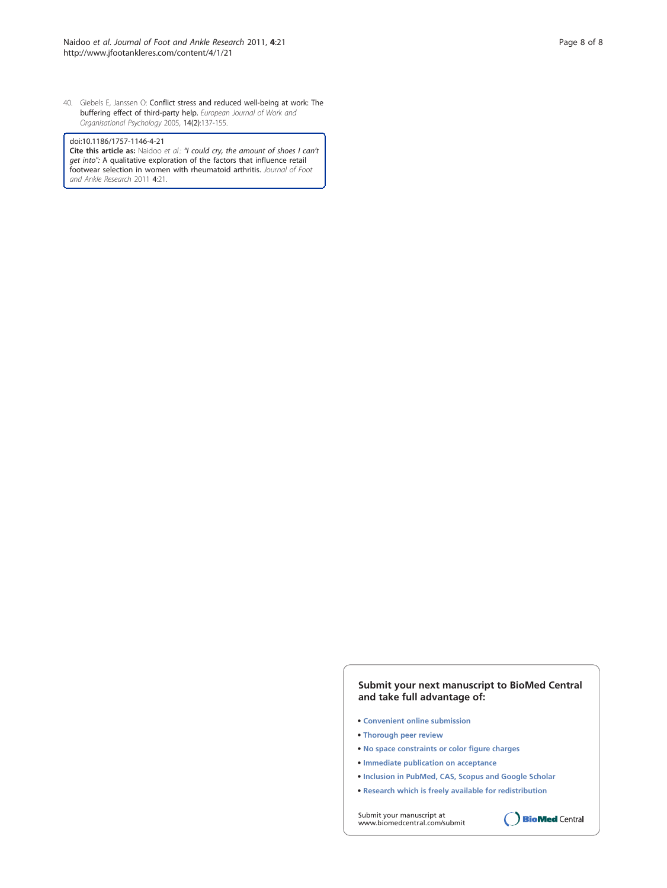40. Giebels E, Janssen O: **Conflict stress and reduced well-being at work: The buffering effect of third-party help.** *European Journal of Work and Organisational Psychology* 2005, **14(2)**:137-155.

doi:10.1186/1757-1146-4-21
**Cite this article as:** Naidoo *et al.*: *"I could cry, the amount of shoes I can't get into"*: A qualitative exploration of the factors that influence retail footwear selection in women with rheumatoid arthritis. *Journal of Foot and Ankle Research* 2011 **4**:21.

**Submit your next manuscript to BioMed Central and take full advantage of:**

- **Convenient online submission**
- **Thorough peer review**
- **No space constraints or color figure charges**
- **Immediate publication on acceptance**
- **Inclusion in PubMed, CAS, Scopus and Google Scholar**
- **Research which is freely available for redistribution**

Submit your manuscript at
www.biomedcentral.com/submit

BioMed Central